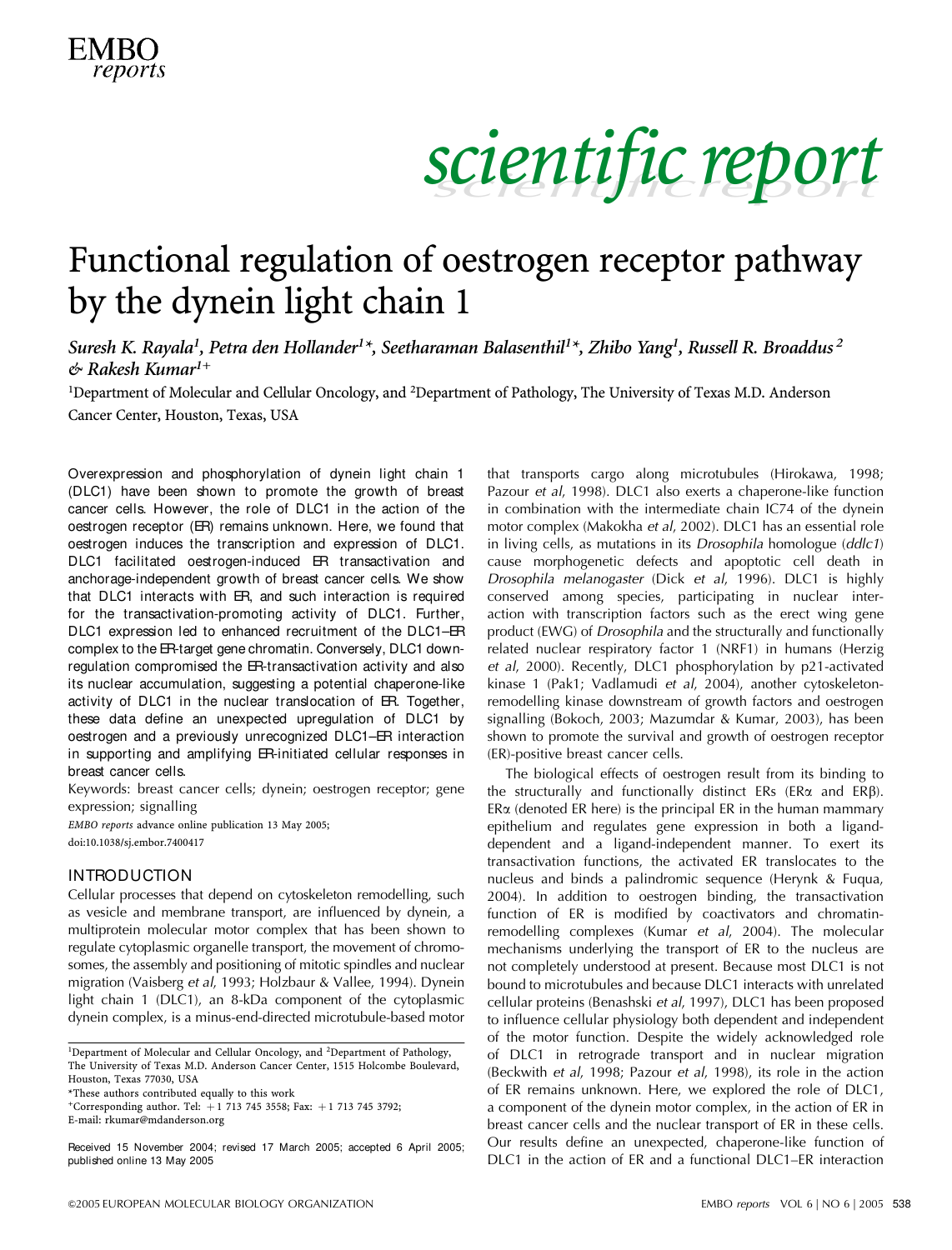# Functional regulation of oestrogen receptor pathway by the dynein light chain 1

*Suresh K. Rayala[1], Petra den Hollander[1]\*, Seetharaman Balasenthil[1]\*, Zhibo Yang[1], Russell R. Broaddus[2] & Rakesh Kumar[1+]*

[1]Department of Molecular and Cellular Oncology, and [2]Department of Pathology, The University of Texas M.D. Anderson Cancer Center, Houston, Texas, USA

Overexpression and phosphorylation of dynein light chain 1 (DLC1) have been shown to promote the growth of breast cancer cells. However, the role of DLC1 in the action of the oestrogen receptor (ER) remains unknown. Here, we found that oestrogen induces the transcription and expression of DLC1. DLC1 facilitated oestrogen-induced ER transactivation and anchorage-independent growth of breast cancer cells. We show that DLC1 interacts with ER, and such interaction is required for the transactivation-promoting activity of DLC1. Further, DLC1 expression led to enhanced recruitment of the DLC1–ER complex to the ER-target gene chromatin. Conversely, DLC1 downregulation compromised the ER-transactivation activity and also its nuclear accumulation, suggesting a potential chaperone-like activity of DLC1 in the nuclear translocation of ER. Together, these data define an unexpected upregulation of DLC1 by oestrogen and a previously unrecognized DLC1–ER interaction in supporting and amplifying ER-initiated cellular responses in breast cancer cells.

Keywords: breast cancer cells; dynein; oestrogen receptor; gene expression; signalling

*EMBO reports* advance online publication 13 May 2005; doi:10.1038/sj.embor.7400417

## INTRODUCTION

Cellular processes that depend on cytoskeleton remodelling, such as vesicle and membrane transport, are influenced by dynein, a multiprotein molecular motor complex that has been shown to regulate cytoplasmic organelle transport, the movement of chromosomes, the assembly and positioning of mitotic spindles and nuclear migration (Vaisberg *et al*, 1993; Holzbaur & Vallee, 1994). Dynein light chain 1 (DLC1), an 8-kDa component of the cytoplasmic dynein complex, is a minus-end-directed microtubule-based motor that transports cargo along microtubules (Hirokawa, 1998; Pazour *et al*, 1998). DLC1 also exerts a chaperone-like function in combination with the intermediate chain IC74 of the dynein motor complex (Makokha *et al*, 2002). DLC1 has an essential role in living cells, as mutations in its *Drosophila* homologue (*ddlc1*) cause morphogenetic defects and apoptotic cell death in *Drosophila melanogaster* (Dick *et al*, 1996). DLC1 is highly conserved among species, participating in nuclear interaction with transcription factors such as the erect wing gene product (EWG) of *Drosophila* and the structurally and functionally related nuclear respiratory factor 1 (NRF1) in humans (Herzig *et al*, 2000). Recently, DLC1 phosphorylation by p21-activated kinase 1 (Pak1; Vadlamudi *et al*, 2004), another cytoskeleton-remodelling kinase downstream of growth factors and oestrogen signalling (Bokoch, 2003; Mazumdar & Kumar, 2003), has been shown to promote the survival and growth of oestrogen receptor (ER)-positive breast cancer cells.

The biological effects of oestrogen result from its binding to the structurally and functionally distinct ERs (ER$\alpha$ and ER$\beta$). ER$\alpha$ (denoted ER here) is the principal ER in the human mammary epithelium and regulates gene expression in both a ligand-dependent and a ligand-independent manner. To exert its transactivation functions, the activated ER translocates to the nucleus and binds a palindromic sequence (Herynk & Fuqua, 2004). In addition to oestrogen binding, the transactivation function of ER is modified by coactivators and chromatin-remodelling complexes (Kumar *et al*, 2004). The molecular mechanisms underlying the transport of ER to the nucleus are not completely understood at present. Because most DLC1 is not bound to microtubules and because DLC1 interacts with unrelated cellular proteins (Benashski *et al*, 1997), DLC1 has been proposed to influence cellular physiology both dependent and independent of the motor function. Despite the widely acknowledged role of DLC1 in retrograde transport and in nuclear migration (Beckwith *et al*, 1998; Pazour *et al*, 1998), its role in the action of ER remains unknown. Here, we explored the role of DLC1, a component of the dynein motor complex, in the action of ER in breast cancer cells and the nuclear transport of ER in these cells. Our results define an unexpected, chaperone-like function of DLC1 in the action of ER and a functional DLC1–ER interaction

---

[1]Department of Molecular and Cellular Oncology, and [2]Department of Pathology, The University of Texas M.D. Anderson Cancer Center, 1515 Holcombe Boulevard, Houston, Texas 77030, USA

\*These authors contributed equally to this work

[+]Corresponding author. Tel: +1 713 745 3558; Fax: +1 713 745 3792; E-mail: rkumar@mdanderson.org

Received 15 November 2004; revised 17 March 2005; accepted 6 April 2005; published online 13 May 2005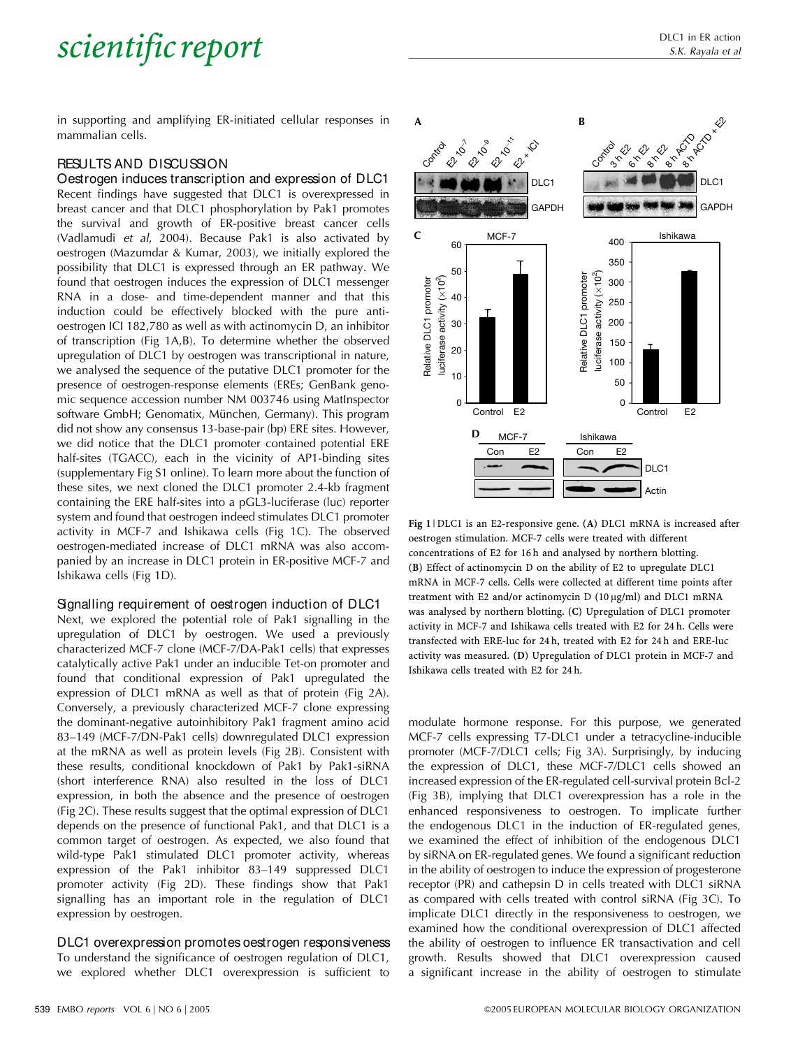in supporting and amplifying ER-initiated cellular responses in mammalian cells.

## RESULTS AND DISCUSSION

### Oestrogen induces transcription and expression of DLC1

Recent findings have suggested that DLC1 is overexpressed in breast cancer and that DLC1 phosphorylation by Pak1 promotes the survival and growth of ER-positive breast cancer cells (Vadlamudi *et al*, 2004). Because Pak1 is also activated by oestrogen (Mazumdar & Kumar, 2003), we initially explored the possibility that DLC1 is expressed through an ER pathway. We found that oestrogen induces the expression of DLC1 messenger RNA in a dose- and time-dependent manner and that this induction could be effectively blocked with the pure anti-oestrogen ICI 182,780 as well as with actinomycin D, an inhibitor of transcription (Fig 1A,B). To determine whether the observed upregulation of DLC1 by oestrogen was transcriptional in nature, we analysed the sequence of the putative DLC1 promoter for the presence of oestrogen-response elements (EREs; GenBank genomic sequence accession number NM 003746 using MatInspector software GmbH; Genomatix, München, Germany). This program did not show any consensus 13-base-pair (bp) ERE sites. However, we did notice that the DLC1 promoter contained potential ERE half-sites (TGACC), each in the vicinity of AP1-binding sites (supplementary Fig S1 online). To learn more about the function of these sites, we next cloned the DLC1 promoter 2.4-kb fragment containing the ERE half-sites into a pGL3-luciferase (luc) reporter system and found that oestrogen indeed stimulates DLC1 promoter activity in MCF-7 and Ishikawa cells (Fig 1C). The observed oestrogen-mediated increase of DLC1 mRNA was also accompanied by an increase in DLC1 protein in ER-positive MCF-7 and Ishikawa cells (Fig 1D).

### Signalling requirement of oestrogen induction of DLC1

Next, we explored the potential role of Pak1 signalling in the upregulation of DLC1 by oestrogen. We used a previously characterized MCF-7 clone (MCF-7/DA-Pak1 cells) that expresses catalytically active Pak1 under an inducible Tet-on promoter and found that conditional expression of Pak1 upregulated the expression of DLC1 mRNA as well as that of protein (Fig 2A). Conversely, a previously characterized MCF-7 clone expressing the dominant-negative autoinhibitory Pak1 fragment amino acid 83–149 (MCF-7/DN-Pak1 cells) downregulated DLC1 expression at the mRNA as well as protein levels (Fig 2B). Consistent with these results, conditional knockdown of Pak1 by Pak1-siRNA (short interference RNA) also resulted in the loss of DLC1 expression, in both the absence and the presence of oestrogen (Fig 2C). These results suggest that the optimal expression of DLC1 depends on the presence of functional Pak1, and that DLC1 is a common target of oestrogen. As expected, we also found that wild-type Pak1 stimulated DLC1 promoter activity, whereas expression of the Pak1 inhibitor 83–149 suppressed DLC1 promoter activity (Fig 2D). These findings show that Pak1 signalling has an important role in the regulation of DLC1 expression by oestrogen.

### DLC1 overexpression promotes oestrogen responsiveness

To understand the significance of oestrogen regulation of DLC1, we explored whether DLC1 overexpression is sufficient to modulate hormone response. For this purpose, we generated MCF-7 cells expressing T7-DLC1 under a tetracycline-inducible promoter (MCF-7/DLC1 cells; Fig 3A). Surprisingly, by inducing the expression of DLC1, these MCF-7/DLC1 cells showed an increased expression of the ER-regulated cell-survival protein Bcl-2 (Fig 3B), implying that DLC1 overexpression has a role in the enhanced responsiveness to oestrogen. To implicate further the endogenous DLC1 in the induction of ER-regulated genes, we examined the effect of inhibition of the endogenous DLC1 by siRNA on ER-regulated genes. We found a significant reduction in the ability of oestrogen to induce the expression of progesterone receptor (PR) and cathepsin D in cells treated with DLC1 siRNA as compared with cells treated with control siRNA (Fig 3C). To implicate DLC1 directly in the responsiveness to oestrogen, we examined how the conditional overexpression of DLC1 affected the ability of oestrogen to influence ER transactivation and cell growth. Results showed that DLC1 overexpression caused a significant increase in the ability of oestrogen to stimulate

**Fig 1** | DLC1 is an E2-responsive gene. (**A**) DLC1 mRNA is increased after oestrogen stimulation. MCF-7 cells were treated with different concentrations of E2 for 16 h and analysed by northern blotting. (**B**) Effect of actinomycin D on the ability of E2 to upregulate DLC1 mRNA in MCF-7 cells. Cells were collected at different time points after treatment with E2 and/or actinomycin D (10 μg/ml) and DLC1 mRNA was analysed by northern blotting. (**C**) Upregulation of DLC1 promoter activity in MCF-7 and Ishikawa cells treated with E2 for 24 h. Cells were transfected with ERE-luc for 24 h, treated with E2 for 24 h and ERE-luc activity was measured. (**D**) Upregulation of DLC1 protein in MCF-7 and Ishikawa cells treated with E2 for 24 h.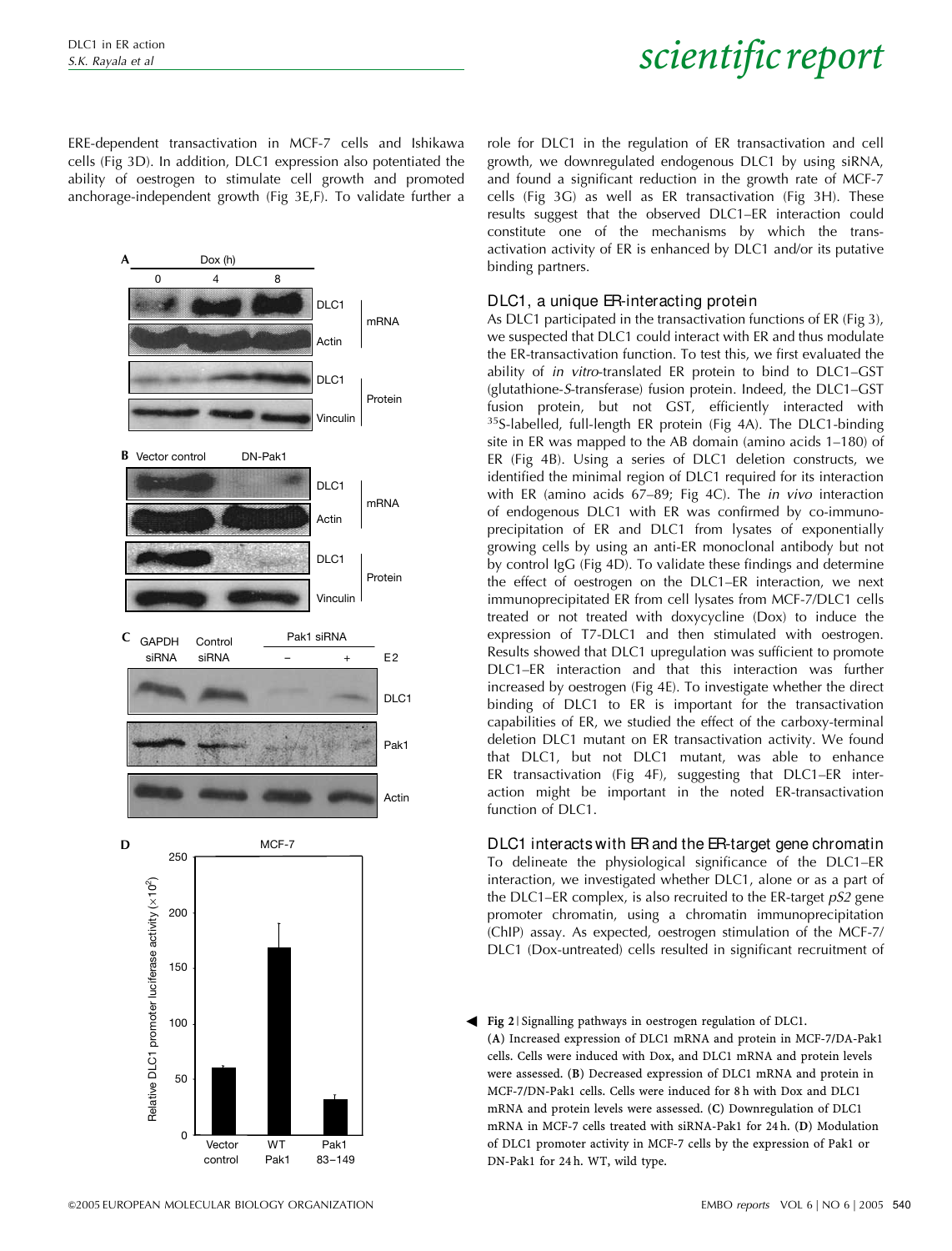ERE-dependent transactivation in MCF-7 cells and Ishikawa cells (Fig 3D). In addition, DLC1 expression also potentiated the ability of oestrogen to stimulate cell growth and promoted anchorage-independent growth (Fig 3E,F). To validate further a role for DLC1 in the regulation of ER transactivation and cell growth, we downregulated endogenous DLC1 by using siRNA, and found a significant reduction in the growth rate of MCF-7 cells (Fig 3G) as well as ER transactivation (Fig 3H). These results suggest that the observed DLC1–ER interaction could constitute one of the mechanisms by which the transactivation activity of ER is enhanced by DLC1 and/or its putative binding partners.

## DLC1, a unique ER-interacting protein

As DLC1 participated in the transactivation functions of ER (Fig 3), we suspected that DLC1 could interact with ER and thus modulate the ER-transactivation function. To test this, we first evaluated the ability of *in vitro*-translated ER protein to bind to DLC1–GST (glutathione-*S*-transferase) fusion protein. Indeed, the DLC1–GST fusion protein, but not GST, efficiently interacted with $^{35}$S-labelled, full-length ER protein (Fig 4A). The DLC1-binding site in ER was mapped to the AB domain (amino acids 1–180) of ER (Fig 4B). Using a series of DLC1 deletion constructs, we identified the minimal region of DLC1 required for its interaction with ER (amino acids 67–89; Fig 4C). The *in vivo* interaction of endogenous DLC1 with ER was confirmed by co-immunoprecipitation of ER and DLC1 from lysates of exponentially growing cells by using an anti-ER monoclonal antibody but not by control IgG (Fig 4D). To validate these findings and determine the effect of oestrogen on the DLC1–ER interaction, we next immunoprecipitated ER from cell lysates from MCF-7/DLC1 cells treated or not treated with doxycycline (Dox) to induce the expression of T7-DLC1 and then stimulated with oestrogen. Results showed that DLC1 upregulation was sufficient to promote DLC1–ER interaction and that this interaction was further increased by oestrogen (Fig 4E). To investigate whether the direct binding of DLC1 to ER is important for the transactivation capabilities of ER, we studied the effect of the carboxy-terminal deletion DLC1 mutant on ER transactivation activity. We found that DLC1, but not DLC1 mutant, was able to enhance ER transactivation (Fig 4F), suggesting that DLC1–ER interaction might be important in the noted ER-transactivation function of DLC1.

## DLC1 interacts with ER and the ER-target gene chromatin

To delineate the physiological significance of the DLC1–ER interaction, we investigated whether DLC1, alone or as a part of the DLC1–ER complex, is also recruited to the ER-target *pS2* gene promoter chromatin, using a chromatin immunoprecipitation (ChIP) assay. As expected, oestrogen stimulation of the MCF-7/DLC1 (Dox-untreated) cells resulted in significant recruitment of

**Fig 2** | Signalling pathways in oestrogen regulation of DLC1. (**A**) Increased expression of DLC1 mRNA and protein in MCF-7/DA-Pak1 cells. Cells were induced with Dox, and DLC1 mRNA and protein levels were assessed. (**B**) Decreased expression of DLC1 mRNA and protein in MCF-7/DN-Pak1 cells. Cells were induced for 8 h with Dox and DLC1 mRNA and protein levels were assessed. (**C**) Downregulation of DLC1 mRNA in MCF-7 cells treated with siRNA-Pak1 for 24 h. (**D**) Modulation of DLC1 promoter activity in MCF-7 cells by the expression of Pak1 or DN-Pak1 for 24 h. WT, wild type.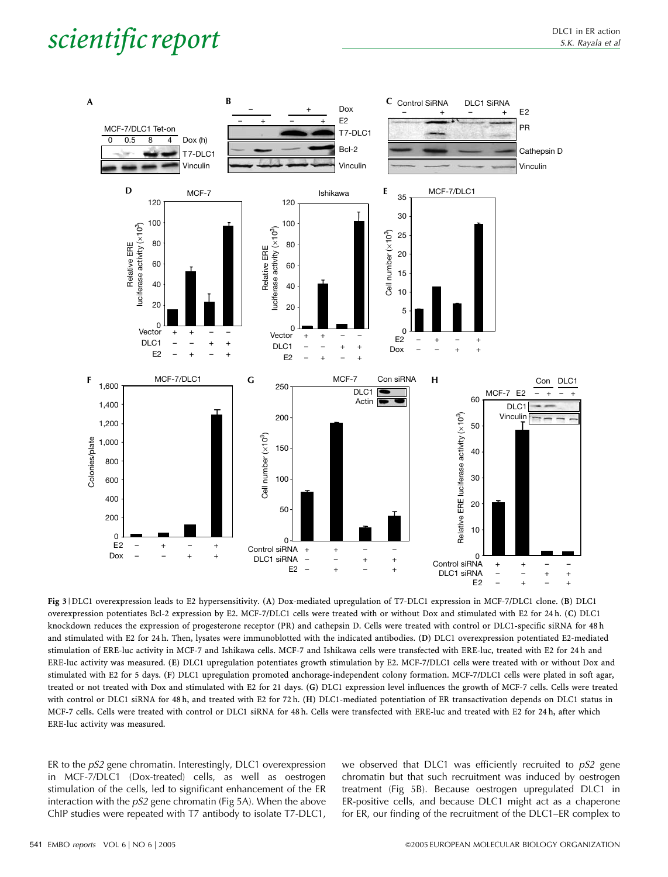Fig 3 | DLC1 overexpression leads to E2 hypersensitivity. (**A**) Dox-mediated upregulation of T7-DLC1 expression in MCF-7/DLC1 clone. (**B**) DLC1 overexpression potentiates Bcl-2 expression by E2. MCF-7/DLC1 cells were treated with or without Dox and stimulated with E2 for 24 h. (**C**) DLC1 knockdown reduces the expression of progesterone receptor (PR) and cathepsin D. Cells were treated with control or DLC1-specific siRNA for 48 h and stimulated with E2 for 24 h. Then, lysates were immunoblotted with the indicated antibodies. (**D**) DLC1 overexpression potentiated E2-mediated stimulation of ERE-luc activity in MCF-7 and Ishikawa cells. MCF-7 and Ishikawa cells were transfected with ERE-luc, treated with E2 for 24 h and ERE-luc activity was measured. (**E**) DLC1 upregulation potentiates growth stimulation by E2. MCF-7/DLC1 cells were treated with or without Dox and stimulated with E2 for 5 days. (**F**) DLC1 upregulation promoted anchorage-independent colony formation. MCF-7/DLC1 cells were plated in soft agar, treated or not treated with Dox and stimulated with E2 for 21 days. (**G**) DLC1 expression level influences the growth of MCF-7 cells. Cells were treated with control or DLC1 siRNA for 48 h, and treated with E2 for 72 h. (**H**) DLC1-mediated potentiation of ER transactivation depends on DLC1 status in MCF-7 cells. Cells were treated with control or DLC1 siRNA for 48 h. Cells were transfected with ERE-luc and treated with E2 for 24 h, after which ERE-luc activity was measured.

ER to the *pS2* gene chromatin. Interestingly, DLC1 overexpression in MCF-7/DLC1 (Dox-treated) cells, as well as oestrogen stimulation of the cells, led to significant enhancement of the ER interaction with the *pS2* gene chromatin (Fig 5A). When the above ChIP studies were repeated with T7 antibody to isolate T7-DLC1, we observed that DLC1 was efficiently recruited to *pS2* gene chromatin but that such recruitment was induced by oestrogen treatment (Fig 5B). Because oestrogen upregulated DLC1 in ER-positive cells, and because DLC1 might act as a chaperone for ER, our finding of the recruitment of the DLC1–ER complex to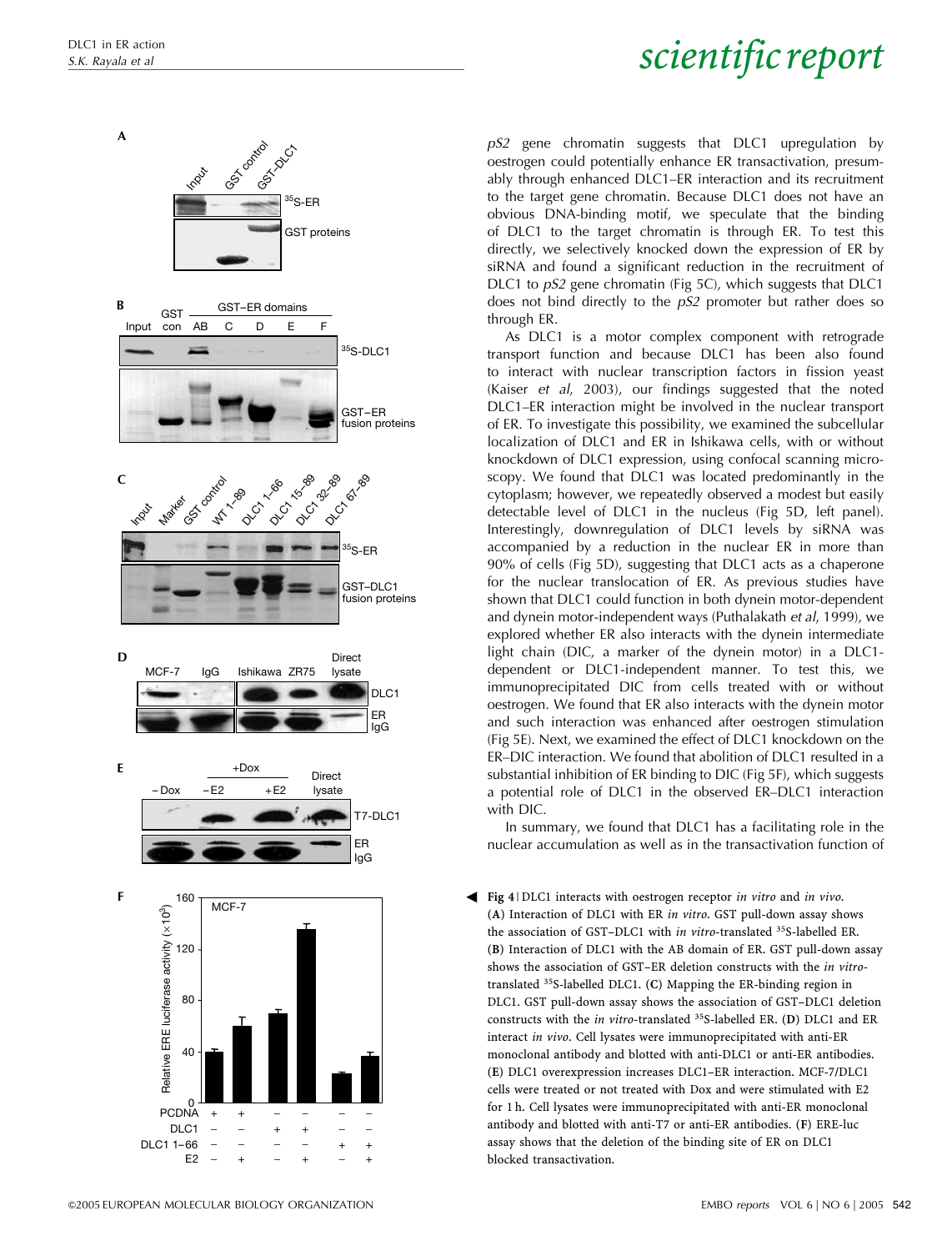*pS2* gene chromatin suggests that DLC1 upregulation by oestrogen could potentially enhance ER transactivation, presumably through enhanced DLC1–ER interaction and its recruitment to the target gene chromatin. Because DLC1 does not have an obvious DNA-binding motif, we speculate that the binding of DLC1 to the target chromatin is through ER. To test this directly, we selectively knocked down the expression of ER by siRNA and found a significant reduction in the recruitment of DLC1 to *pS2* gene chromatin (Fig 5C), which suggests that DLC1 does not bind directly to the *pS2* promoter but rather does so through ER.

As DLC1 is a motor complex component with retrograde transport function and because DLC1 has been also found to interact with nuclear transcription factors in fission yeast (Kaiser *et al*, 2003), our findings suggested that the noted DLC1–ER interaction might be involved in the nuclear transport of ER. To investigate this possibility, we examined the subcellular localization of DLC1 and ER in Ishikawa cells, with or without knockdown of DLC1 expression, using confocal scanning microscopy. We found that DLC1 was located predominantly in the cytoplasm; however, we repeatedly observed a modest but easily detectable level of DLC1 in the nucleus (Fig 5D, left panel). Interestingly, downregulation of DLC1 levels by siRNA was accompanied by a reduction in the nuclear ER in more than 90% of cells (Fig 5D), suggesting that DLC1 acts as a chaperone for the nuclear translocation of ER. As previous studies have shown that DLC1 could function in both dynein motor-dependent and dynein motor-independent ways (Puthalakath *et al*, 1999), we explored whether ER also interacts with the dynein intermediate light chain (DIC, a marker of the dynein motor) in a DLC1-dependent or DLC1-independent manner. To test this, we immunoprecipitated DIC from cells treated with or without oestrogen. We found that ER also interacts with the dynein motor and such interaction was enhanced after oestrogen stimulation (Fig 5E). Next, we examined the effect of DLC1 knockdown on the ER–DIC interaction. We found that abolition of DLC1 resulted in a substantial inhibition of ER binding to DIC (Fig 5F), which suggests a potential role of DLC1 in the observed ER–DLC1 interaction with DIC.

In summary, we found that DLC1 has a facilitating role in the nuclear accumulation as well as in the transactivation function of

**Fig 4 | DLC1 interacts with oestrogen receptor *in vitro* and *in vivo*.** (**A**) Interaction of DLC1 with ER *in vitro*. GST pull-down assay shows the association of GST–DLC1 with *in vitro*-translated $^{35}$S-labelled ER. (**B**) Interaction of DLC1 with the AB domain of ER. GST pull-down assay shows the association of GST–ER deletion constructs with the *in vitro*-translated $^{35}$S-labelled DLC1. (**C**) Mapping the ER-binding region in DLC1. GST pull-down assay shows the association of GST–DLC1 deletion constructs with the *in vitro*-translated $^{35}$S-labelled ER. (**D**) DLC1 and ER interact *in vivo*. Cell lysates were immunoprecipitated with anti-ER monoclonal antibody and blotted with anti-DLC1 or anti-ER antibodies. (**E**) DLC1 overexpression increases DLC1–ER interaction. MCF-7/DLC1 cells were treated or not treated with Dox and were stimulated with E2 for 1 h. Cell lysates were immunoprecipitated with anti-ER monoclonal antibody and blotted with anti-T7 or anti-ER antibodies. (**F**) ERE-luc assay shows that the deletion of the binding site of ER on DLC1 blocked transactivation.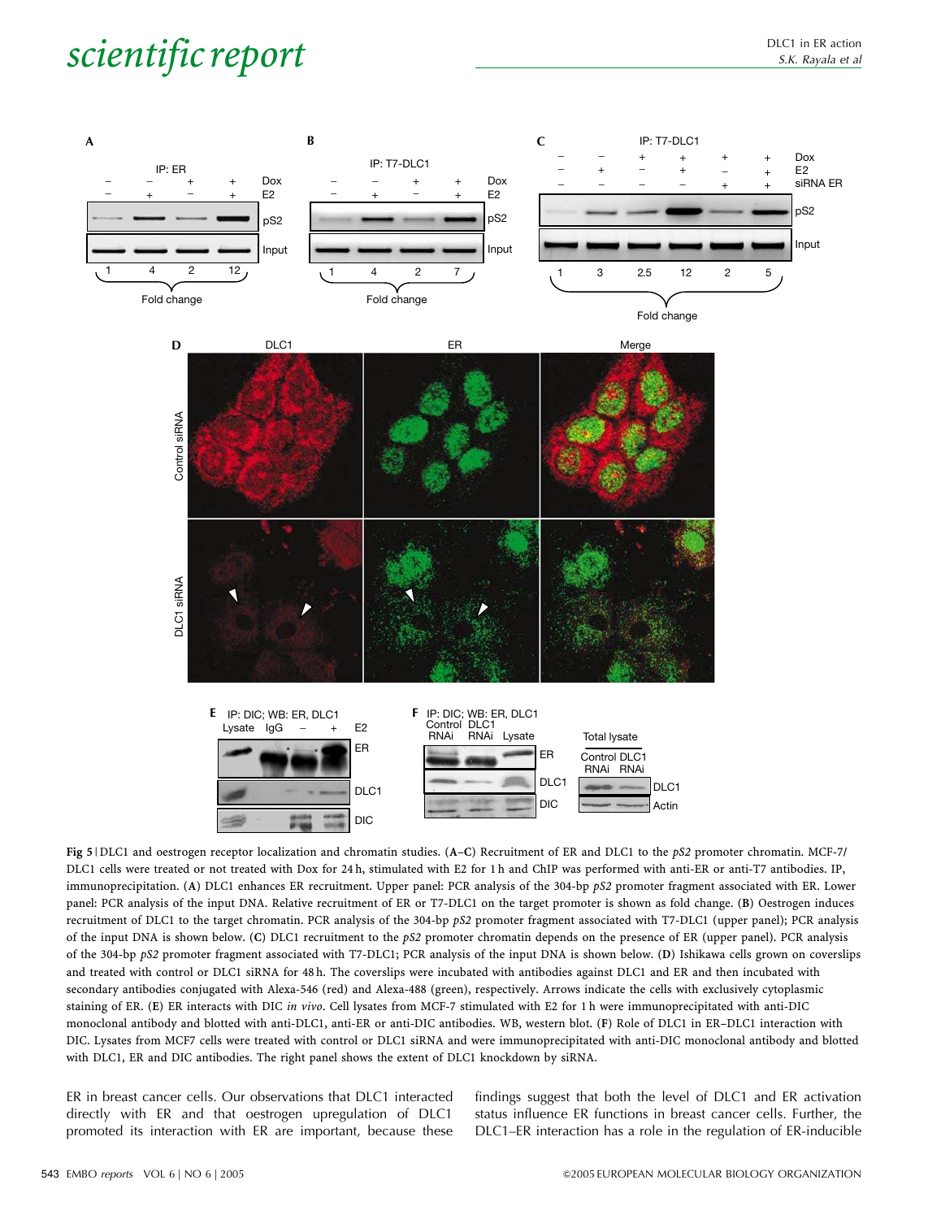**Fig 5** | DLC1 and oestrogen receptor localization and chromatin studies. (**A–C**) Recruitment of ER and DLC1 to the *pS2* promoter chromatin. MCF-7/DLC1 cells were treated or not treated with Dox for 24 h, stimulated with E2 for 1 h and ChIP was performed with anti-ER or anti-T7 antibodies. IP, immunoprecipitation. (**A**) DLC1 enhances ER recruitment. Upper panel: PCR analysis of the 304-bp *pS2* promoter fragment associated with ER. Lower panel: PCR analysis of the input DNA. Relative recruitment of ER or T7-DLC1 on the target promoter is shown as fold change. (**B**) Oestrogen induces recruitment of DLC1 to the target chromatin. PCR analysis of the 304-bp *pS2* promoter fragment associated with T7-DLC1 (upper panel); PCR analysis of the input DNA is shown below. (**C**) DLC1 recruitment to the *pS2* promoter chromatin depends on the presence of ER (upper panel). PCR analysis of the 304-bp *pS2* promoter fragment associated with T7-DLC1; PCR analysis of the input DNA is shown below. (**D**) Ishikawa cells grown on coverslips and treated with control or DLC1 siRNA for 48 h. The coverslips were incubated with antibodies against DLC1 and ER and then incubated with secondary antibodies conjugated with Alexa-546 (red) and Alexa-488 (green), respectively. Arrows indicate the cells with exclusively cytoplasmic staining of ER. (**E**) ER interacts with DIC *in vivo*. Cell lysates from MCF-7 stimulated with E2 for 1 h were immunoprecipitated with anti-DIC monoclonal antibody and blotted with anti-DLC1, anti-ER or anti-DIC antibodies. WB, western blot. (**F**) Role of DLC1 in ER–DLC1 interaction with DIC. Lysates from MCF7 cells were treated with control or DLC1 siRNA and were immunoprecipitated with anti-DIC monoclonal antibody and blotted with DLC1, ER and DIC antibodies. The right panel shows the extent of DLC1 knockdown by siRNA.

ER in breast cancer cells. Our observations that DLC1 interacted directly with ER and that oestrogen upregulation of DLC1 promoted its interaction with ER are important, because these findings suggest that both the level of DLC1 and ER activation status influence ER functions in breast cancer cells. Further, the DLC1–ER interaction has a role in the regulation of ER-inducible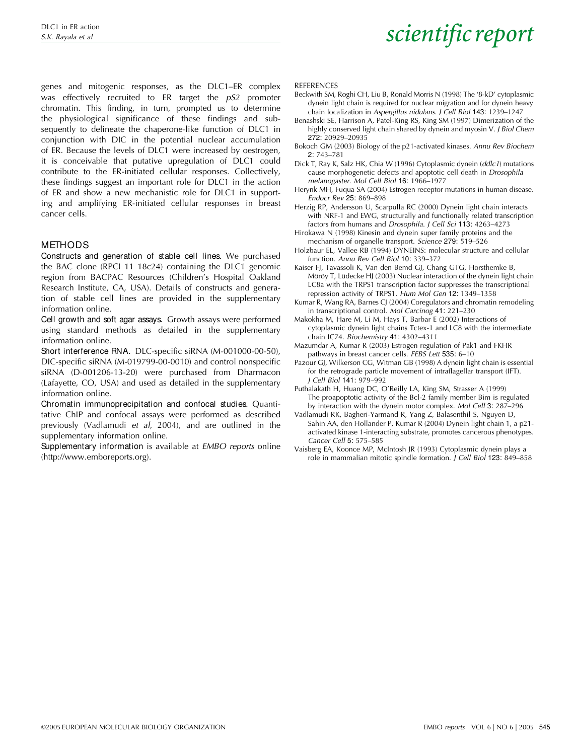genes and mitogenic responses, as the DLC1–ER complex was effectively recruited to ER target the *pS2* promoter chromatin. This finding, in turn, prompted us to determine the physiological significance of these findings and subsequently to delineate the chaperone-like function of DLC1 in conjunction with DIC in the potential nuclear accumulation of ER. Because the levels of DLC1 were increased by oestrogen, it is conceivable that putative upregulation of DLC1 could contribute to the ER-initiated cellular responses. Collectively, these findings suggest an important role for DLC1 in the action of ER and show a new mechanistic role for DLC1 in supporting and amplifying ER-initiated cellular responses in breast cancer cells.

## METHODS

**Constructs and generation of stable cell lines.** We purchased the BAC clone (RPCI 11 18c24) containing the DLC1 genomic region from BACPAC Resources (Children's Hospital Oakland Research Institute, CA, USA). Details of constructs and generation of stable cell lines are provided in the supplementary information online.

**Cell growth and soft agar assays.** Growth assays were performed using standard methods as detailed in the supplementary information online.

**Short interference RNA.** DLC-specific siRNA (M-001000-00-50), DIC-specific siRNA (M-019799-00-0010) and control nonspecific siRNA (D-001206-13-20) were purchased from Dharmacon (Lafayette, CO, USA) and used as detailed in the supplementary information online.

**Chromatin immunoprecipitation and confocal studies.** Quantitative ChIP and confocal assays were performed as described previously (Vadlamudi *et al*, 2004), and are outlined in the supplementary information online.

**Supplementary information** is available at *EMBO reports* online (http://www.emboreports.org).

REFERENCES

Beckwith SM, Roghi CH, Liu B, Ronald Morris N (1998) The '8-kD' cytoplasmic dynein light chain is required for nuclear migration and for dynein heavy chain localization in *Aspergillus nidulans*. *J Cell Biol* **143**: 1239–1247

Benashski SE, Harrison A, Patel-King RS, King SM (1997) Dimerization of the highly conserved light chain shared by dynein and myosin V. *J Biol Chem* **272**: 20929–20935

Bokoch GM (2003) Biology of the p21-activated kinases. *Annu Rev Biochem* **2**: 743–781

Dick T, Ray K, Salz HK, Chia W (1996) Cytoplasmic dynein (*ddlc1*) mutations cause morphogenetic defects and apoptotic cell death in *Drosophila melanogaster*. *Mol Cell Biol* **16**: 1966–1977

Herynk MH, Fuqua SA (2004) Estrogen receptor mutations in human disease. *Endocr Rev* **25**: 869–898

Herzig RP, Andersson U, Scarpulla RC (2000) Dynein light chain interacts with NRF-1 and EWG, structurally and functionally related transcription factors from humans and *Drosophila*. *J Cell Sci* **113**: 4263–4273

Hirokawa N (1998) Kinesin and dynein super family proteins and the mechanism of organelle transport. *Science* **279**: 519–526

Holzbaur EL, Vallee RB (1994) DYNEINS: molecular structure and cellular function. *Annu Rev Cell Biol* **10**: 339–372

Kaiser FJ, Tavassoli K, Van den Bemd GJ, Chang GTG, Horsthemke B, Möröy T, Lüdecke HJ (2003) Nuclear interaction of the dynein light chain LC8a with the TRPS1 transcription factor suppresses the transcriptional repression activity of TRPS1. *Hum Mol Gen* **12**: 1349–1358

Kumar R, Wang RA, Barnes CJ (2004) Coregulators and chromatin remodeling in transcriptional control. *Mol Carcinog* **41**: 221–230

Makokha M, Hare M, Li M, Hays T, Barbar E (2002) Interactions of cytoplasmic dynein light chains Tctex-1 and LC8 with the intermediate chain IC74. *Biochemistry* **41**: 4302–4311

Mazumdar A, Kumar R (2003) Estrogen regulation of Pak1 and FKHR pathways in breast cancer cells. *FEBS Lett* **535**: 6–10

Pazour GJ, Wilkerson CG, Witman GB (1998) A dynein light chain is essential for the retrograde particle movement of intraflagellar transport (IFT). *J Cell Biol* **141**: 979–992

Puthalakath H, Huang DC, O'Reilly LA, King SM, Strasser A (1999) The proapoptotic activity of the Bcl-2 family member Bim is regulated by interaction with the dynein motor complex. *Mol Cell* **3**: 287–296

Vadlamudi RK, Bagheri-Yarmand R, Yang Z, Balasenthil S, Nguyen D, Sahin AA, den Hollander P, Kumar R (2004) Dynein light chain 1, a p21-activated kinase 1-interacting substrate, promotes cancerous phenotypes. *Cancer Cell* **5**: 575–585

Vaisberg EA, Koonce MP, McIntosh JR (1993) Cytoplasmic dynein plays a role in mammalian mitotic spindle formation. *J Cell Biol* **123**: 849–858